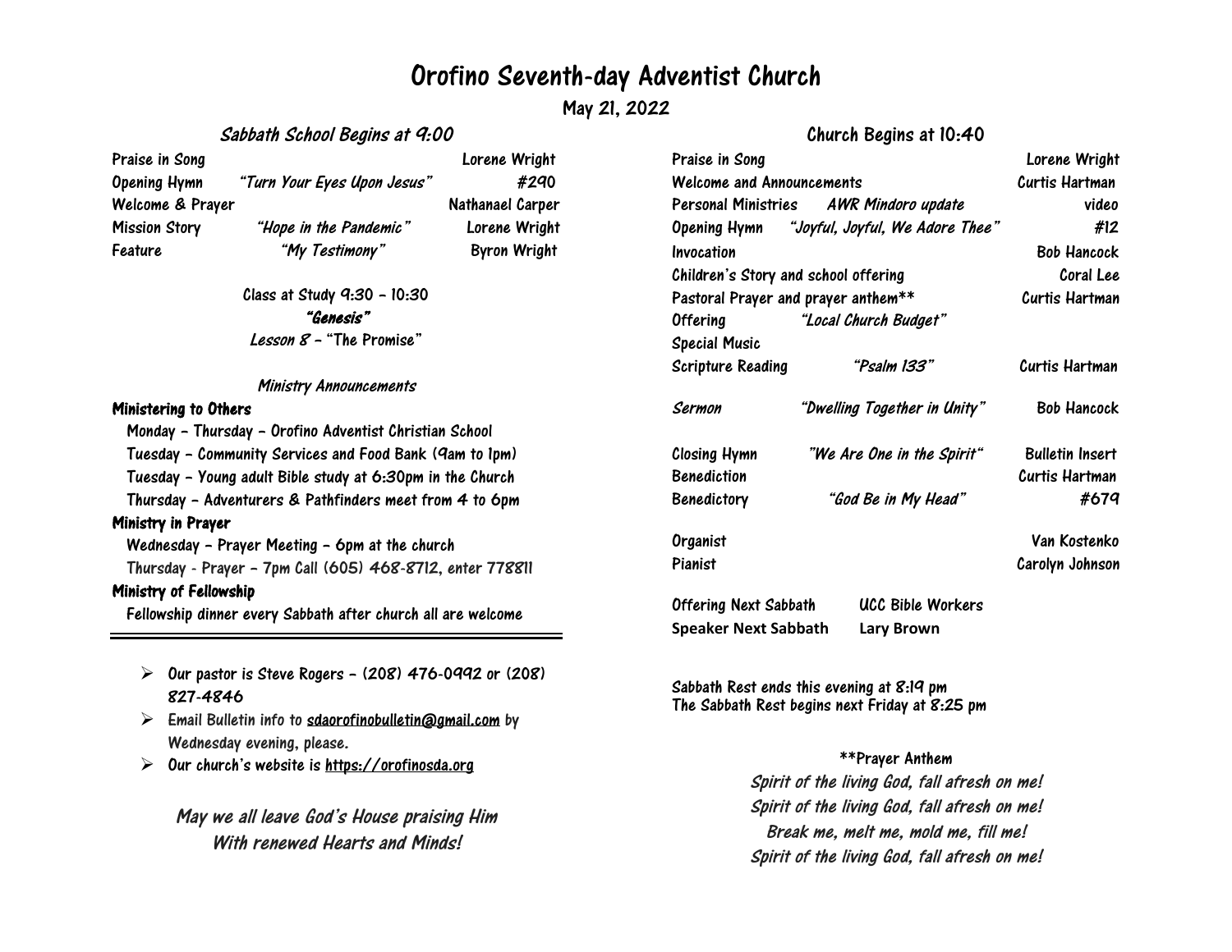# Orofino Seventh-day Adventist Church

**May 21, 2022**

## *Sabbath School Begins at 9:00*

| | | |
|---|---|---|
| Praise in Song | | Lorene Wright |
| Opening Hymn | *"Turn Your Eyes Upon Jesus"* | #290 |
| Welcome & Prayer | | Nathanael Carper |
| Mission Story | *"Hope in the Pandemic"* | Lorene Wright |
| Feature | *"My Testimony"* | Byron Wright |

Class at Study 9:30 – 10:30

***"Genesis"***

*Lesson 8* – "The Promise"

*Ministry Announcements*

**Ministering to Others**

Monday – Thursday – Orofino Adventist Christian School
Tuesday – Community Services and Food Bank (9am to 1pm)
Tuesday – Young adult Bible study at 6:30pm in the Church
Thursday – Adventurers & Pathfinders meet from 4 to 6pm

**Ministry in Prayer**

Wednesday – Prayer Meeting – 6pm at the church
Thursday - Prayer – 7pm Call (605) 468-8712, enter 778811

**Ministry of Fellowship**

Fellowship dinner every Sabbath after church all are welcome

---

- Our pastor is Steve Rogers – (208) 476-0992 or (208) 827-4846
- Email Bulletin info to sdaorofinobulletin@gmail.com by Wednesday evening, please.
- Our church's website is https://orofinosda.org

*May we all leave God's House praising Him With renewed Hearts and Minds!*

## Church Begins at 10:40

| | | |
|---|---|---|
| Praise in Song | | Lorene Wright |
| Welcome and Announcements | | Curtis Hartman |
| Personal Ministries | *AWR Mindoro update* | video |
| Opening Hymn | *"Joyful, Joyful, We Adore Thee"* | #12 |
| Invocation | | Bob Hancock |
| Children's Story and school offering | | Coral Lee |
| Pastoral Prayer and prayer anthem** | | Curtis Hartman |
| Offering | *"Local Church Budget"* | |
| Special Music | | |
| Scripture Reading | *"Psalm 133"* | Curtis Hartman |
| *Sermon* | *"Dwelling Together in Unity"* | Bob Hancock |
| Closing Hymn | *"We Are One in the Spirit"* | Bulletin Insert |
| Benediction | | Curtis Hartman |
| Benedictory | *"God Be in My Head"* | #679 |
| Organist | | Van Kostenko |
| Pianist | | Carolyn Johnson |

Offering Next Sabbath — UCC Bible Workers
**Speaker Next Sabbath — Lary Brown**

Sabbath Rest ends this evening at 8:19 pm
The Sabbath Rest begins next Friday at 8:25 pm

**Prayer Anthem

*Spirit of the living God, fall afresh on me!*
*Spirit of the living God, fall afresh on me!*
*Break me, melt me, mold me, fill me!*
*Spirit of the living God, fall afresh on me!*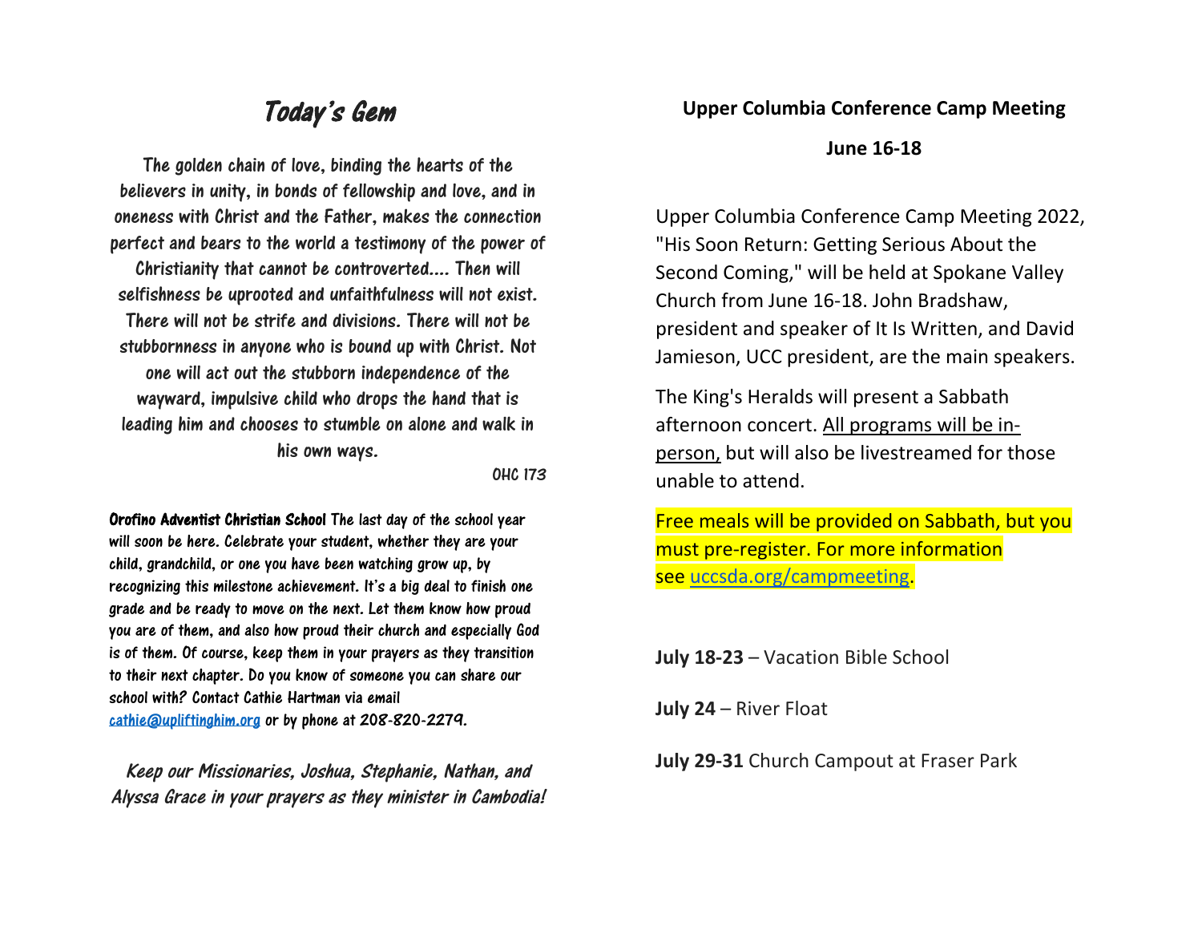## Today's Gem

The golden chain of love, binding the hearts of the believers in unity, in bonds of fellowship and love, and in oneness with Christ and the Father, makes the connection perfect and bears to the world a testimony of the power of Christianity that cannot be controverted.... Then will selfishness be uprooted and unfaithfulness will not exist. There will not be strife and divisions. There will not be stubbornness in anyone who is bound up with Christ. Not one will act out the stubborn independence of the wayward, impulsive child who drops the hand that is leading him and chooses to stumble on alone and walk in his own ways.

OHC 173

**Orofino Adventist Christian School** The last day of the school year will soon be here. Celebrate your student, whether they are your child, grandchild, or one you have been watching grow up, by recognizing this milestone achievement. It's a big deal to finish one grade and be ready to move on the next. Let them know how proud you are of them, and also how proud their church and especially God is of them. Of course, keep them in your prayers as they transition to their next chapter. Do you know of someone you can share our school with? Contact Cathie Hartman via email cathie@upliftinghim.org or by phone at 208-820-2279.

*Keep our Missionaries, Joshua, Stephanie, Nathan, and Alyssa Grace in your prayers as they minister in Cambodia!*

**Upper Columbia Conference Camp Meeting**

**June 16-18**

Upper Columbia Conference Camp Meeting 2022, "His Soon Return: Getting Serious About the Second Coming," will be held at Spokane Valley Church from June 16-18. John Bradshaw, president and speaker of It Is Written, and David Jamieson, UCC president, are the main speakers.

The King's Heralds will present a Sabbath afternoon concert. All programs will be in-person, but will also be livestreamed for those unable to attend.

Free meals will be provided on Sabbath, but you must pre-register. For more information see uccsda.org/campmeeting.

**July 18-23** – Vacation Bible School

**July 24** – River Float

**July 29-31** Church Campout at Fraser Park